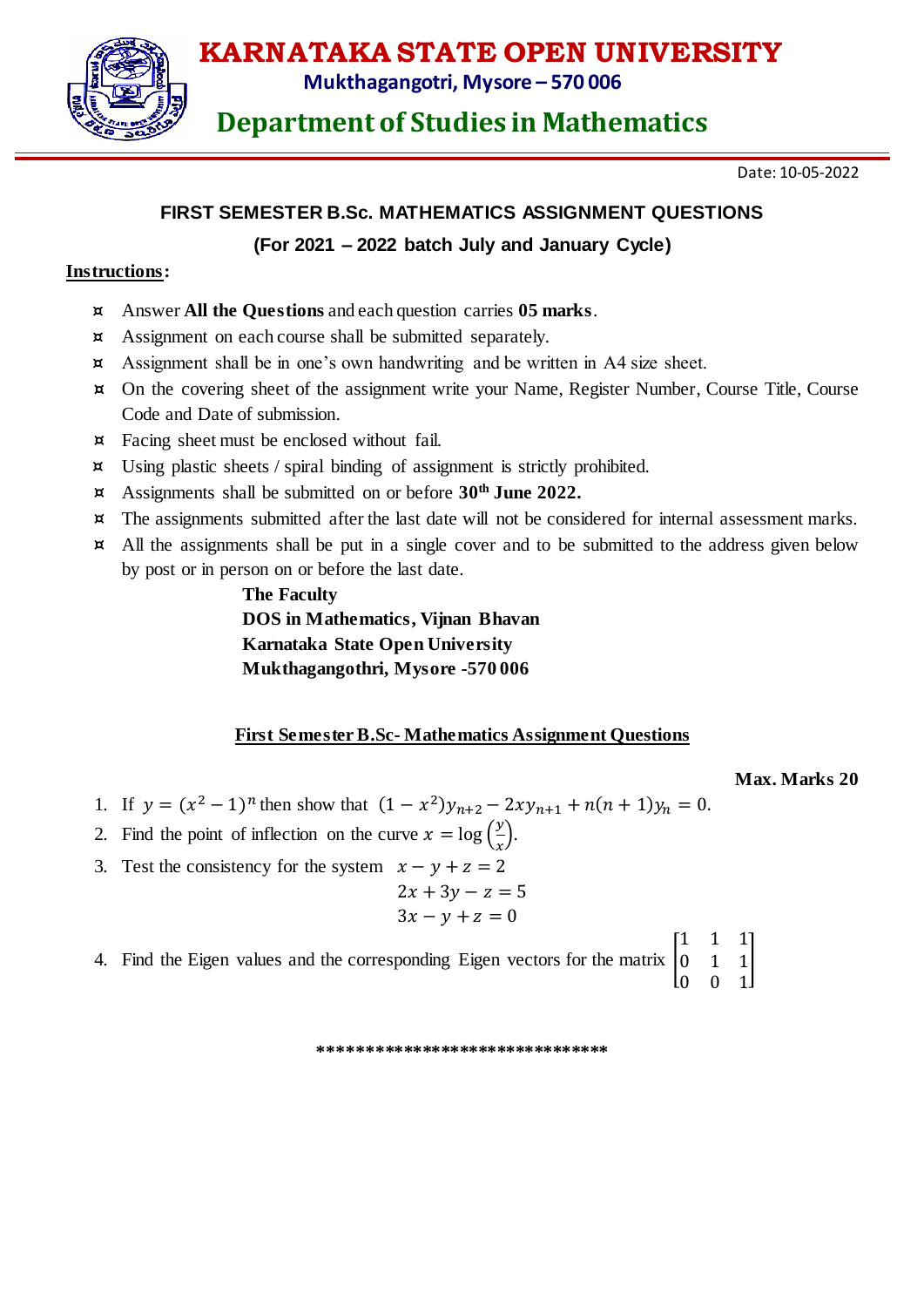# KARNATAKA STATE OPEN UNIVERSITY

**Mukthagangotri, Mysore – 570 006**

## Department of Studies in Mathematics

Date: 10-05-2022

### FIRST SEMESTER B.Sc. MATHEMATICS ASSIGNMENT QUESTIONS

**(For 2021 – 2022 batch July and January Cycle)**

**Instructions:**

- Answer **All the Questions** and each question carries **05 marks**.
- Assignment on each course shall be submitted separately.
- Assignment shall be in one's own handwriting and be written in A4 size sheet.
- On the covering sheet of the assignment write your Name, Register Number, Course Title, Course Code and Date of submission.
- Facing sheet must be enclosed without fail.
- Using plastic sheets / spiral binding of assignment is strictly prohibited.
- Assignments shall be submitted on or before **30th June 2022.**
- The assignments submitted after the last date will not be considered for internal assessment marks.
- All the assignments shall be put in a single cover and to be submitted to the address given below by post or in person on or before the last date.

  **The Faculty**
  **DOS in Mathematics, Vijnan Bhavan**
  **Karnataka State Open University**
  **Mukthagangothri, Mysore -570 006**

**First Semester B.Sc- Mathematics Assignment Questions**

**Max. Marks 20**

1. If $y = (x^2 - 1)^n$ then show that $(1 - x^2)y_{n+2} - 2xy_{n+1} + n(n+1)y_n = 0$.
2. Find the point of inflection on the curve $x = \log\left(\frac{y}{x}\right)$.
3. Test the consistency for the system
$$x - y + z = 2$$
$$2x + 3y - z = 5$$
$$3x - y + z = 0$$
4. Find the Eigen values and the corresponding Eigen vectors for the matrix $\begin{bmatrix} 1 & 1 & 1 \\ 0 & 1 & 1 \\ 0 & 0 & 1 \end{bmatrix}$

******************************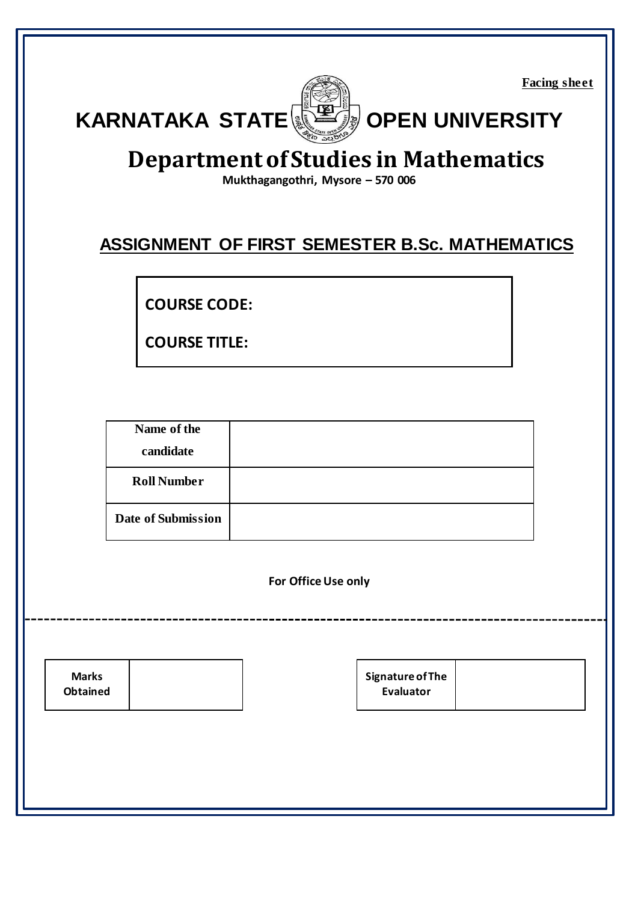**Facing sheet**

# KARNATAKA STATE OPEN UNIVERSITY

## Department of Studies in Mathematics

**Mukthagangothri, Mysore – 570 006**

## ASSIGNMENT OF FIRST SEMESTER B.Sc. MATHEMATICS

**COURSE CODE:**

**COURSE TITLE:**

| | |
|---|---|
| **Name of the candidate** | |
| **Roll Number** | |
| **Date of Submission** | |

**For Office Use only**

---

| | |
|---|---|
| **Marks Obtained** | |

| | |
|---|---|
| **Signature of The Evaluator** | |